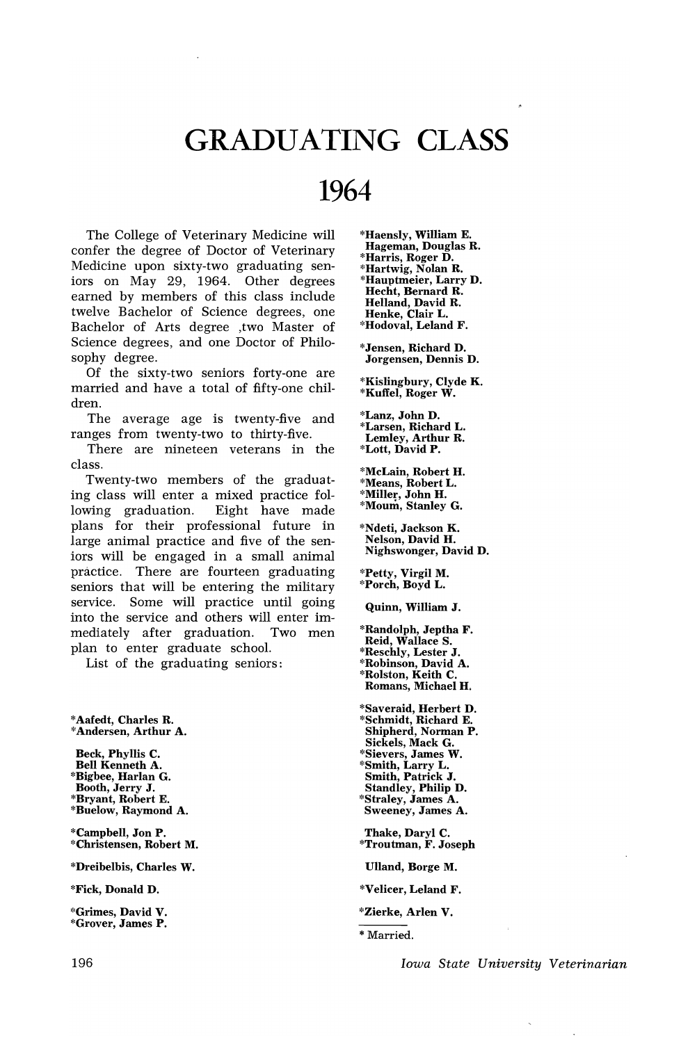# GRADUATING CLASS

# 1964

The College of Veterinary Medicine will confer the degree of Doctor of Veterinary Medicine upon sixty-two graduating seniors on May 29, 1964. Other degrees earned by members of this class include twelve Bachelor of Science degrees, one Bachelor of Arts degree ,two Master of Science degrees, and one Doctor of Philosophy degree.

Of the sixty-two seniors forty-one are married and have a total of fifty-one children.

The average age is twenty-five and ranges from twenty-two to thirty-five.

There are nineteen veterans in the class.

Twenty-two members of the graduating class will enter a mixed practice following graduation. Eight have made plans for their professional future in large animal practice and five of the seniors will be engaged in a small animal practice. There are fourteen graduating seniors that will be entering the military service. Some will practice until going into the service and others will enter immediately after graduation. Two men plan to enter graduate school.

List of the graduating seniors:

**\*Aafedt, Charles R.**
**\*Andersen, Arthur A.**

**Beck, Phyllis C.**
**Bell Kenneth A.**
**\*Bigbee, Harlan G.**
**Booth, Jerry J.**
**\*Bryant, Robert E.**
**\*Buelow, Raymond A.**

**\*Campbell, Jon P.**
**\*Christensen, Robert M.**

**\*Dreibelbis, Charles W.**

**\*Fick, Donald D.**

**\*Grimes, David V.**
**\*Grover, James P.**

**\*Haensly, William E.**
**Hageman, Douglas R.**
**\*Harris, Roger D.**
**\*Hartwig, Nolan R.**
**\*Hauptmeier, Larry D.**
**Hecht, Bernard R.**
**Helland, David R.**
**Henke, Clair L.**
**\*Hodoval, Leland F.**

**\*Jensen, Richard D.**
**Jorgensen, Dennis D.**

**\*Kislingbury, Clyde K.**
**\*Kuffel, Roger W.**

**\*Lanz, John D.**
**\*Larsen, Richard L.**
**Lemley, Arthur R.**
**\*Lott, David P.**

**\*McLain, Robert H.**
**\*Means, Robert L.**
**\*Miller, John H.**
**\*Moum, Stanley G.**

**\*Ndeti, Jackson K.**
**Nelson, David H.**
**Nighswonger, David D.**

**\*Petty, Virgil M.**
**\*Porch, Boyd L.**

**Quinn, William J.**

**\*Randolph, Jeptha F.**
**Reid, Wallace S.**
**\*Reschly, Lester J.**
**\*Robinson, David A.**
**\*Rolston, Keith C.**
**Romans, Michael H.**

**\*Saveraid, Herbert D.**
**\*Schmidt, Richard E.**
**Shipherd, Norman P.**
**Sickels, Mack G.**
**\*Sievers, James W.**
**\*Smith, Larry L.**
**Smith, Patrick J.**
**Standley, Philip D.**
**\*Straley, James A.**
**Sweeney, James A.**

**Thake, Daryl C.**
**\*Troutman, F. Joseph**

**Ulland, Borge M.**

**\*Velicer, Leland F.**

**\*Zierke, Arlen V.**

\* Married.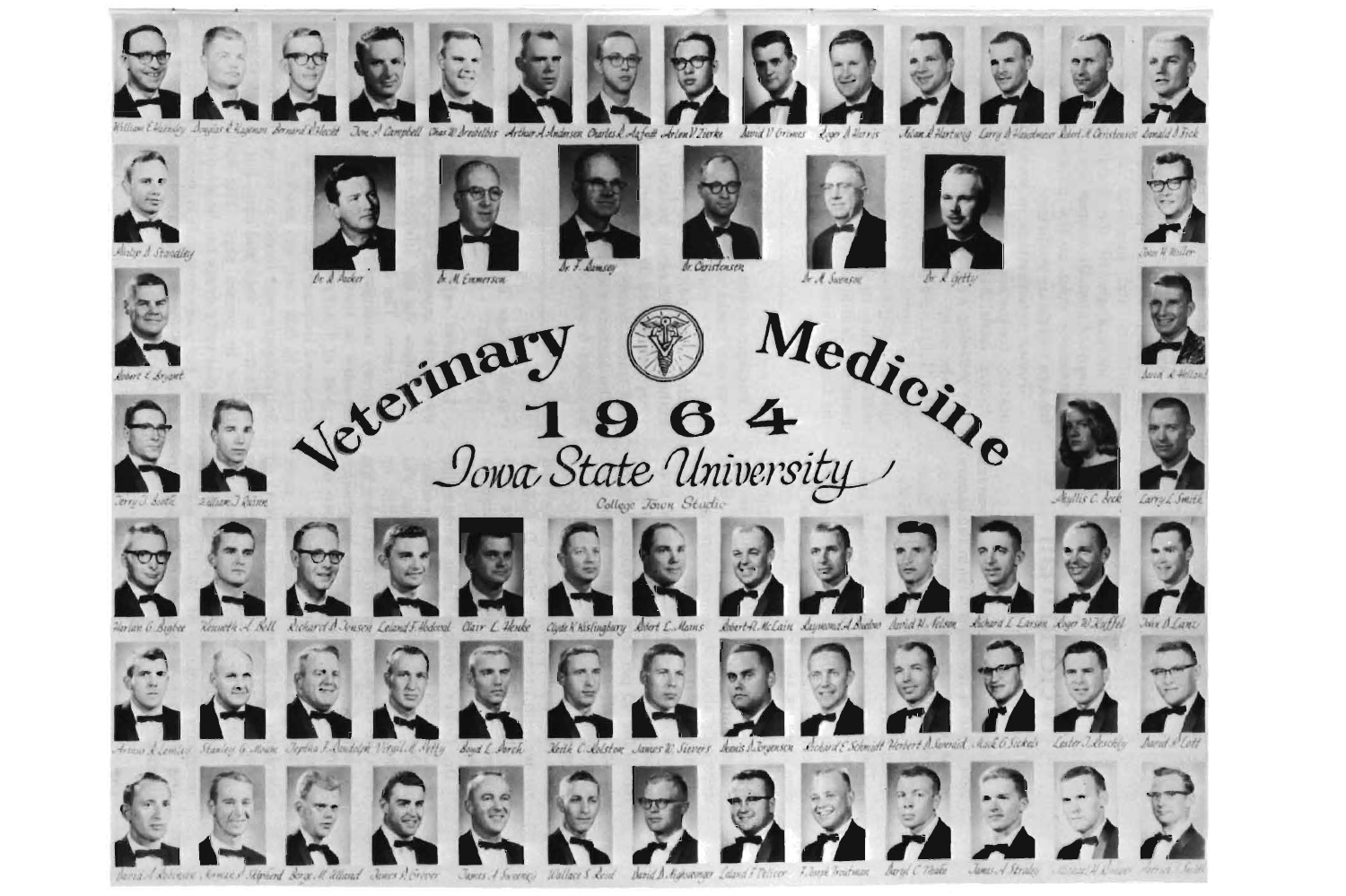# Veterinary Medicine

# 1964

## Iowa State University

College Town Studio

William E. Hennessy, Douglas R. Hageman, Bernard R. Hecht, Don A. Campbell, Chas W. Dredelbis, Arthur A. Andersen, Charles R. Aafedt, Arlen V. Zierke, David V. Grimes, Roger A. Harris, Nolan R. Hartwig, Larry D. Hauptmeier, Robert M. Christensen, Donald R. Fick

Alvin D. Standley, John H. Miller

Dr. R. Packer, Dr. M. Emmerson, Dr. F. Ramsey, Dr. Christensen, Dr. A. Swenson, Dr. R. Getty

Robert E. Bryant, David R. Helland

Jerry T. Scott, William J. Reinn, Phyllis C. Beck, Larry E. Smith

Harlan G. Bigbee, Kenneth A. Bell, Richard D. Jensen, Leland F. Hodgkind, Clair L. Henke, Clyde K. Waslingbury, Robert L. Mains, Robert A. McLain, Raymond A. Buebee, David H. Nelson, Richard L. Larsen, Roger W. Kuffel, John D. Lanz

Arlene R. Lemley, Stanley G. Moore, Delphis F. Rudolph, Virgil M. Petty, Boyd L. Porch, Keith C. Rolston, James W. Sievers, Dennis D. Jorgensen, Richard F. Schmidt, Herbert A. Swenick, Mark G. Sickels, Lester T. Reschly, David R. Cott

David A. Robinson, Norman A. Shepherd, Berge M. Alland, James R. Grover, James A. Sweeney, Wallace S. Reid, David D. Aighsberger, Leland F. Pelzer, F. Joseph Troutman, Daryl C. Thiele, James A. Strader, Michael H. Rohwer, Patrick F. Smith